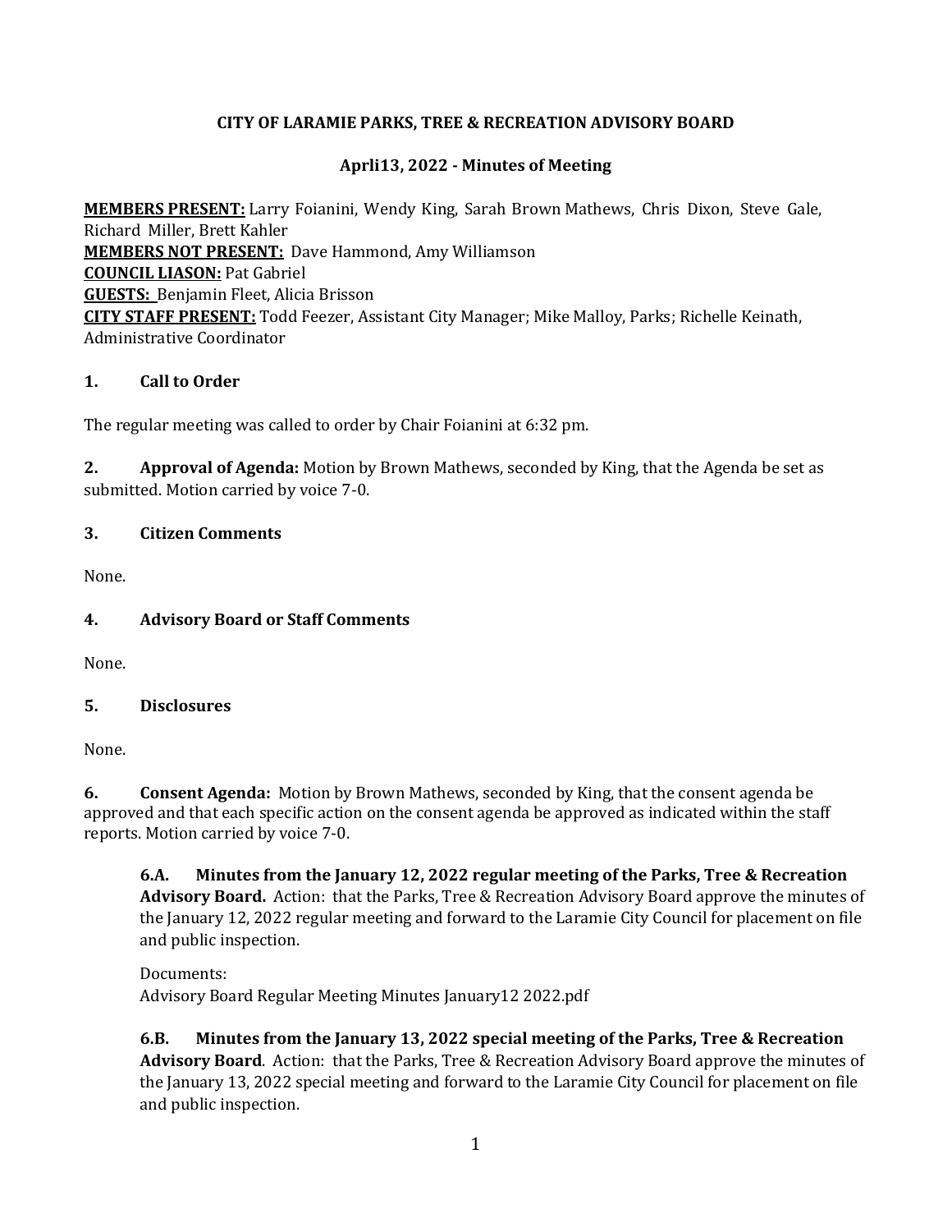**CITY OF LARAMIE PARKS, TREE & RECREATION ADVISORY BOARD**

**Aprli13, 2022 - Minutes of Meeting**

**MEMBERS PRESENT:** Larry Foianini, Wendy King, Sarah Brown Mathews, Chris Dixon, Steve Gale, Richard Miller, Brett Kahler
**MEMBERS NOT PRESENT:** Dave Hammond, Amy Williamson
**COUNCIL LIASON:** Pat Gabriel
**GUESTS:** Benjamin Fleet, Alicia Brisson
**CITY STAFF PRESENT:** Todd Feezer, Assistant City Manager; Mike Malloy, Parks; Richelle Keinath, Administrative Coordinator

## 1. Call to Order

The regular meeting was called to order by Chair Foianini at 6:32 pm.

**2. Approval of Agenda:** Motion by Brown Mathews, seconded by King, that the Agenda be set as submitted. Motion carried by voice 7-0.

## 3. Citizen Comments

None.

## 4. Advisory Board or Staff Comments

None.

## 5. Disclosures

None.

**6. Consent Agenda:** Motion by Brown Mathews, seconded by King, that the consent agenda be approved and that each specific action on the consent agenda be approved as indicated within the staff reports. Motion carried by voice 7-0.

**6.A. Minutes from the January 12, 2022 regular meeting of the Parks, Tree & Recreation Advisory Board.** Action: that the Parks, Tree & Recreation Advisory Board approve the minutes of the January 12, 2022 regular meeting and forward to the Laramie City Council for placement on file and public inspection.

Documents:
Advisory Board Regular Meeting Minutes January12 2022.pdf

**6.B. Minutes from the January 13, 2022 special meeting of the Parks, Tree & Recreation Advisory Board**. Action: that the Parks, Tree & Recreation Advisory Board approve the minutes of the January 13, 2022 special meeting and forward to the Laramie City Council for placement on file and public inspection.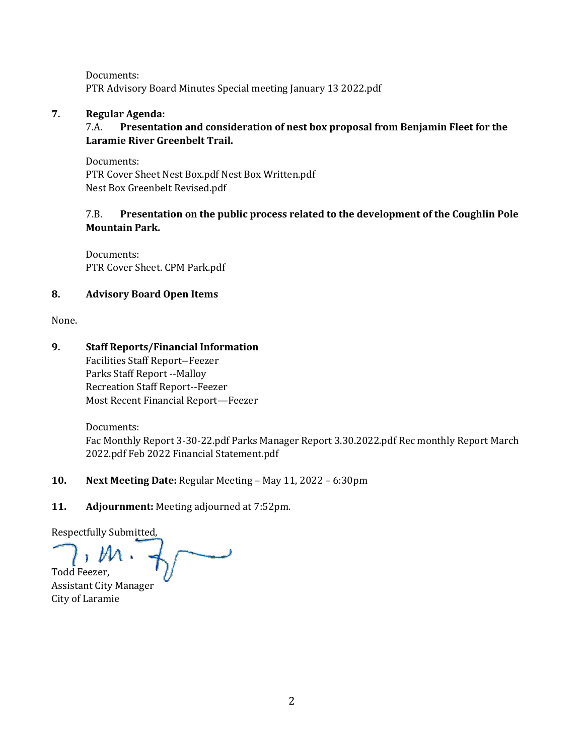Documents:
PTR Advisory Board Minutes Special meeting January 13 2022.pdf

**7. Regular Agenda:**

7.A. **Presentation and consideration of nest box proposal from Benjamin Fleet for the Laramie River Greenbelt Trail.**

Documents:
PTR Cover Sheet Nest Box.pdf Nest Box Written.pdf
Nest Box Greenbelt Revised.pdf

7.B. **Presentation on the public process related to the development of the Coughlin Pole Mountain Park.**

Documents:
PTR Cover Sheet. CPM Park.pdf

**8. Advisory Board Open Items**

None.

**9. Staff Reports/Financial Information**

Facilities Staff Report--Feezer
Parks Staff Report --Malloy
Recreation Staff Report--Feezer
Most Recent Financial Report—Feezer

Documents:
Fac Monthly Report 3-30-22.pdf Parks Manager Report 3.30.2022.pdf Rec monthly Report March 2022.pdf Feb 2022 Financial Statement.pdf

**10. Next Meeting Date:** Regular Meeting – May 11, 2022 – 6:30pm

**11. Adjournment:** Meeting adjourned at 7:52pm.

Respectfully Submitted,

Todd Feezer,
Assistant City Manager
City of Laramie